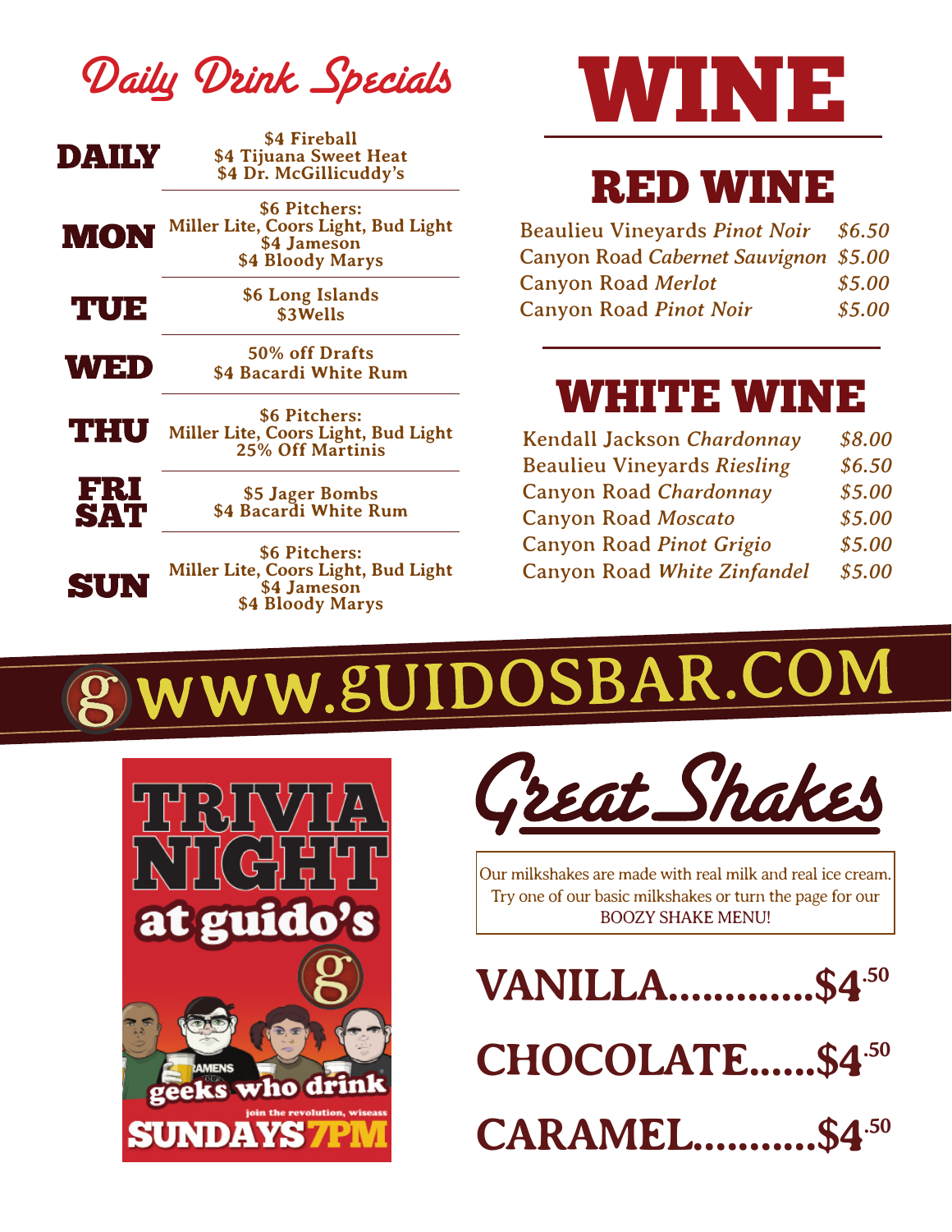# Daily Drink Specials

| Day | Specials |
|---|---|
| **DAILY** | $4 Fireball<br>$4 Tijuana Sweet Heat<br>$4 Dr. McGillicuddy's |
| **MON** | $6 Pitchers:<br>Miller Lite, Coors Light, Bud Light<br>$4 Jameson<br>$4 Bloody Marys |
| **TUE** | $6 Long Islands<br>$3Wells |
| **WED** | 50% off Drafts<br>$4 Bacardi White Rum |
| **THU** | $6 Pitchers:<br>Miller Lite, Coors Light, Bud Light<br>25% Off Martinis |
| **FRI SAT** | $5 Jager Bombs<br>$4 Bacardi White Rum |
| **SUN** | $6 Pitchers:<br>Miller Lite, Coors Light, Bud Light<br>$4 Jameson<br>$4 Bloody Marys |

# WINE

## RED WINE

| Wine | Price |
|---|---|
| Beaulieu Vineyards *Pinot Noir* | *$6.50* |
| Canyon Road *Cabernet Sauvignon* | *$5.00* |
| Canyon Road *Merlot* | *$5.00* |
| Canyon Road *Pinot Noir* | *$5.00* |

## WHITE WINE

| Wine | Price |
|---|---|
| Kendall Jackson *Chardonnay* | *$8.00* |
| Beaulieu Vineyards *Riesling* | *$6.50* |
| Canyon Road *Chardonnay* | *$5.00* |
| Canyon Road *Moscato* | *$5.00* |
| Canyon Road *Pinot Grigio* | *$5.00* |
| Canyon Road *White Zinfandel* | *$5.00* |

**WWW.GUIDOSBAR.COM**

**TRIVIA NIGHT at guido's**

geeks who drink

join the revolution, wiseass

**SUNDAYS 7PM**

# Great Shakes

Our milkshakes are made with real milk and real ice cream. Try one of our basic milkshakes or turn the page for our BOOZY SHAKE MENU!

**VANILLA............$4.50**

**CHOCOLATE......$4.50**

**CARAMEL..........$4.50**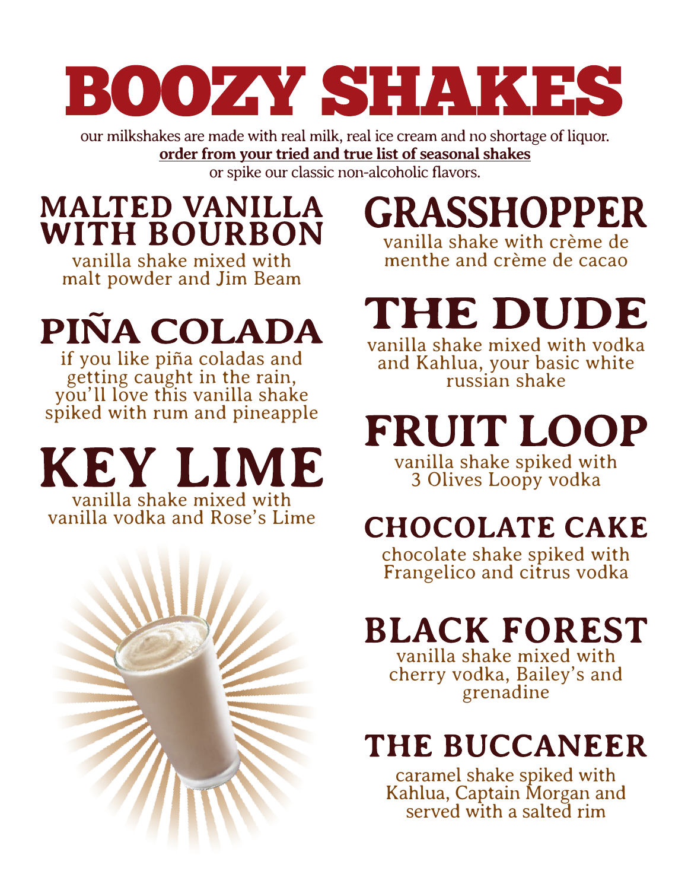# BOOZY SHAKES

our milkshakes are made with real milk, real ice cream and no shortage of liquor.
**order from your tried and true list of seasonal shakes**
or spike our classic non-alcoholic flavors.

## MALTED VANILLA WITH BOURBON

vanilla shake mixed with malt powder and Jim Beam

## PIÑA COLADA

if you like piña coladas and getting caught in the rain, you'll love this vanilla shake spiked with rum and pineapple

## KEY LIME

vanilla shake mixed with vanilla vodka and Rose's Lime

## GRASSHOPPER

vanilla shake with crème de menthe and crème de cacao

## THE DUDE

vanilla shake mixed with vodka and Kahlua, your basic white russian shake

## FRUIT LOOP

vanilla shake spiked with 3 Olives Loopy vodka

## CHOCOLATE CAKE

chocolate shake spiked with Frangelico and citrus vodka

## BLACK FOREST

vanilla shake mixed with cherry vodka, Bailey's and grenadine

## THE BUCCANEER

caramel shake spiked with Kahlua, Captain Morgan and served with a salted rim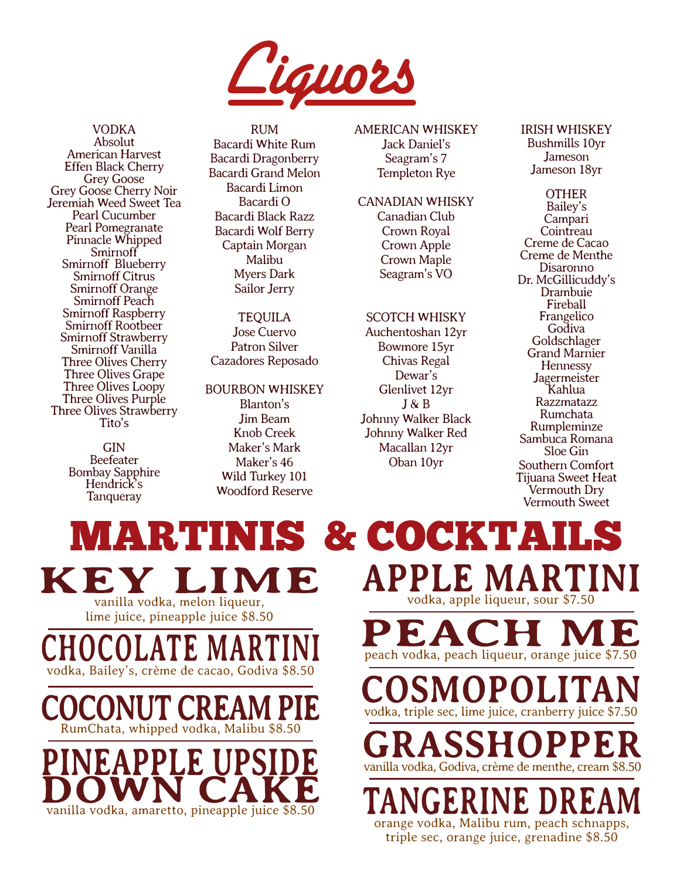# Liquors

## VODKA

Absolut
American Harvest
Effen Black Cherry
Grey Goose
Grey Goose Cherry Noir
Jeremiah Weed Sweet Tea
Pearl Cucumber
Pearl Pomegranate
Pinnacle Whipped
Smirnoff
Smirnoff Blueberry
Smirnoff Citrus
Smirnoff Orange
Smirnoff Peach
Smirnoff Raspberry
Smirnoff Rootbeer
Smirnoff Strawberry
Smirnoff Vanilla
Three Olives Cherry
Three Olives Grape
Three Olives Loopy
Three Olives Purple
Three Olives Strawberry
Tito's

## GIN

Beefeater
Bombay Sapphire
Hendrick's
Tanqueray

## RUM

Bacardi White Rum
Bacardi Dragonberry
Bacardi Grand Melon
Bacardi Limon
Bacardi O
Bacardi Black Razz
Bacardi Wolf Berry
Captain Morgan
Malibu
Myers Dark
Sailor Jerry

## TEQUILA

Jose Cuervo
Patron Silver
Cazadores Reposado

## BOURBON WHISKEY

Blanton's
Jim Beam
Knob Creek
Maker's Mark
Maker's 46
Wild Turkey 101
Woodford Reserve

## AMERICAN WHISKEY

Jack Daniel's
Seagram's 7
Templeton Rye

## CANADIAN WHISKY

Canadian Club
Crown Royal
Crown Apple
Crown Maple
Seagram's VO

## SCOTCH WHISKY

Auchentoshan 12yr
Bowmore 15yr
Chivas Regal
Dewar's
Glenlivet 12yr
J & B
Johnny Walker Black
Johnny Walker Red
Macallan 12yr
Oban 10yr

## IRISH WHISKEY

Bushmills 10yr
Jameson
Jameson 18yr

## OTHER

Bailey's
Campari
Cointreau
Creme de Cacao
Creme de Menthe
Disaronno
Dr. McGillicuddy's
Drambuie
Fireball
Frangelico
Godiva
Goldschlager
Grand Marnier
Hennessy
Jagermeister
Kahlua
Razzmatazz
Rumchata
Rumpleminze
Sambuca Romana
Sloe Gin
Southern Comfort
Tijuana Sweet Heat
Vermouth Dry
Vermouth Sweet

# MARTINIS & COCKTAILS

## KEY LIME

vanilla vodka, melon liqueur, lime juice, pineapple juice $8.50

## CHOCOLATE MARTINI

vodka, Bailey's, crème de cacao, Godiva $8.50

## COCONUT CREAM PIE

RumChata, whipped vodka, Malibu $8.50

## PINEAPPLE UPSIDE DOWN CAKE

vanilla vodka, amaretto, pineapple juice $8.50

## APPLE MARTINI

vodka, apple liqueur, sour $7.50

## PEACH ME

peach vodka, peach liqueur, orange juice $7.50

## COSMOPOLITAN

vodka, triple sec, lime juice, cranberry juice $7.50

## GRASSHOPPER

vanilla vodka, Godiva, crème de menthe, cream $8.50

## TANGERINE DREAM

orange vodka, Malibu rum, peach schnapps, triple sec, orange juice, grenadine $8.50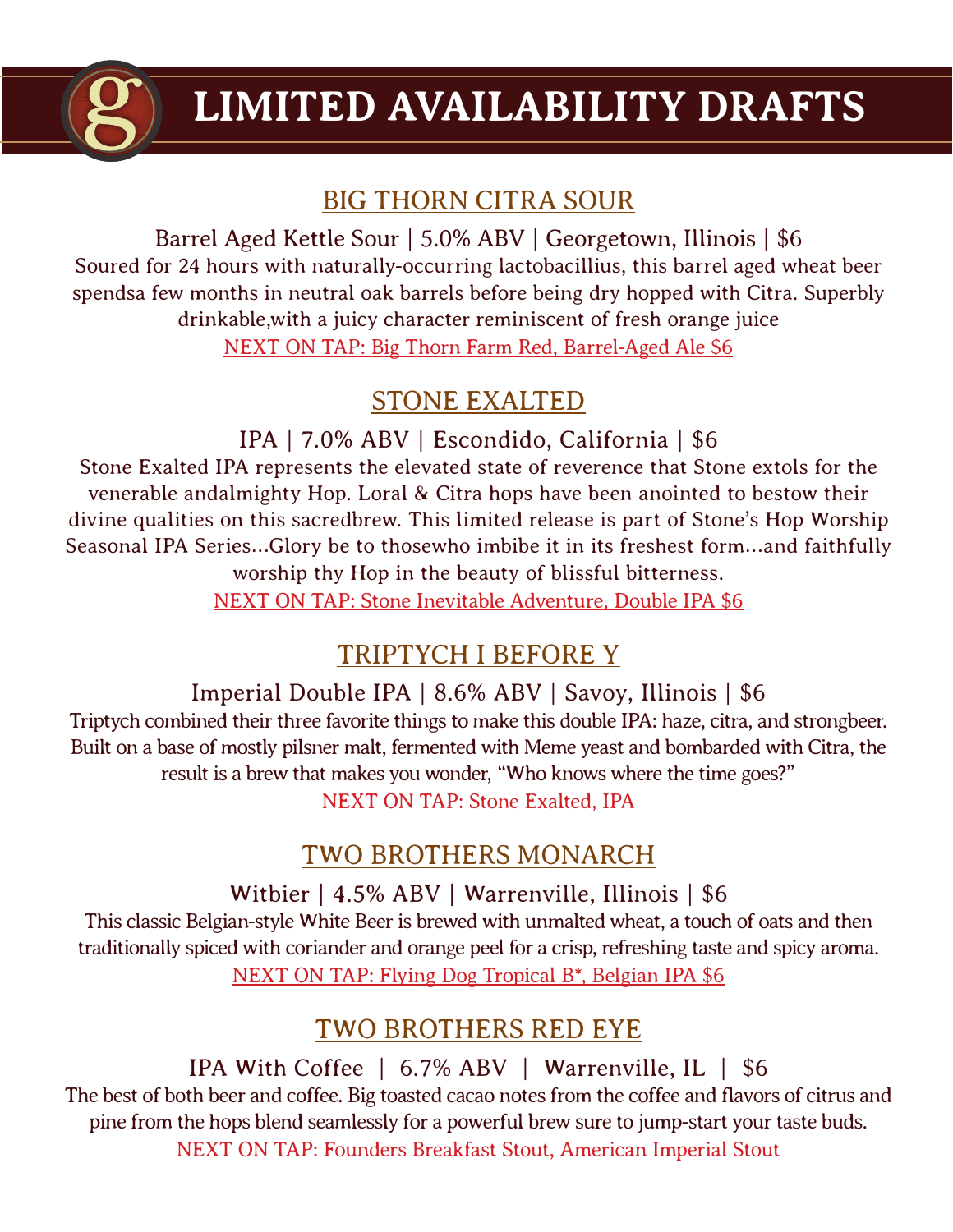# LIMITED AVAILABILITY DRAFTS

## BIG THORN CITRA SOUR

Barrel Aged Kettle Sour | 5.0% ABV | Georgetown, Illinois | $6

Soured for 24 hours with naturally-occurring lactobacillius, this barrel aged wheat beer spendsa few months in neutral oak barrels before being dry hopped with Citra. Superbly drinkable,with a juicy character reminiscent of fresh orange juice

NEXT ON TAP: Big Thorn Farm Red, Barrel-Aged Ale $6

## STONE EXALTED

IPA | 7.0% ABV | Escondido, California | $6

Stone Exalted IPA represents the elevated state of reverence that Stone extols for the venerable andalmighty Hop. Loral & Citra hops have been anointed to bestow their divine qualities on this sacredbrew. This limited release is part of Stone's Hop Worship Seasonal IPA Series...Glory be to thosewho imbibe it in its freshest form...and faithfully worship thy Hop in the beauty of blissful bitterness.

NEXT ON TAP: Stone Inevitable Adventure, Double IPA $6

## TRIPTYCH I BEFORE Y

Imperial Double IPA | 8.6% ABV | Savoy, Illinois | $6

Triptych combined their three favorite things to make this double IPA: haze, citra, and strongbeer. Built on a base of mostly pilsner malt, fermented with Meme yeast and bombarded with Citra, the result is a brew that makes you wonder, "Who knows where the time goes?"

NEXT ON TAP: Stone Exalted, IPA

## TWO BROTHERS MONARCH

Witbier | 4.5% ABV | Warrenville, Illinois | $6

This classic Belgian-style White Beer is brewed with unmalted wheat, a touch of oats and then traditionally spiced with coriander and orange peel for a crisp, refreshing taste and spicy aroma.

NEXT ON TAP: Flying Dog Tropical B*, Belgian IPA $6

## TWO BROTHERS RED EYE

IPA With Coffee | 6.7% ABV | Warrenville, IL | $6

The best of both beer and coffee. Big toasted cacao notes from the coffee and flavors of citrus and pine from the hops blend seamlessly for a powerful brew sure to jump-start your taste buds.

NEXT ON TAP: Founders Breakfast Stout, American Imperial Stout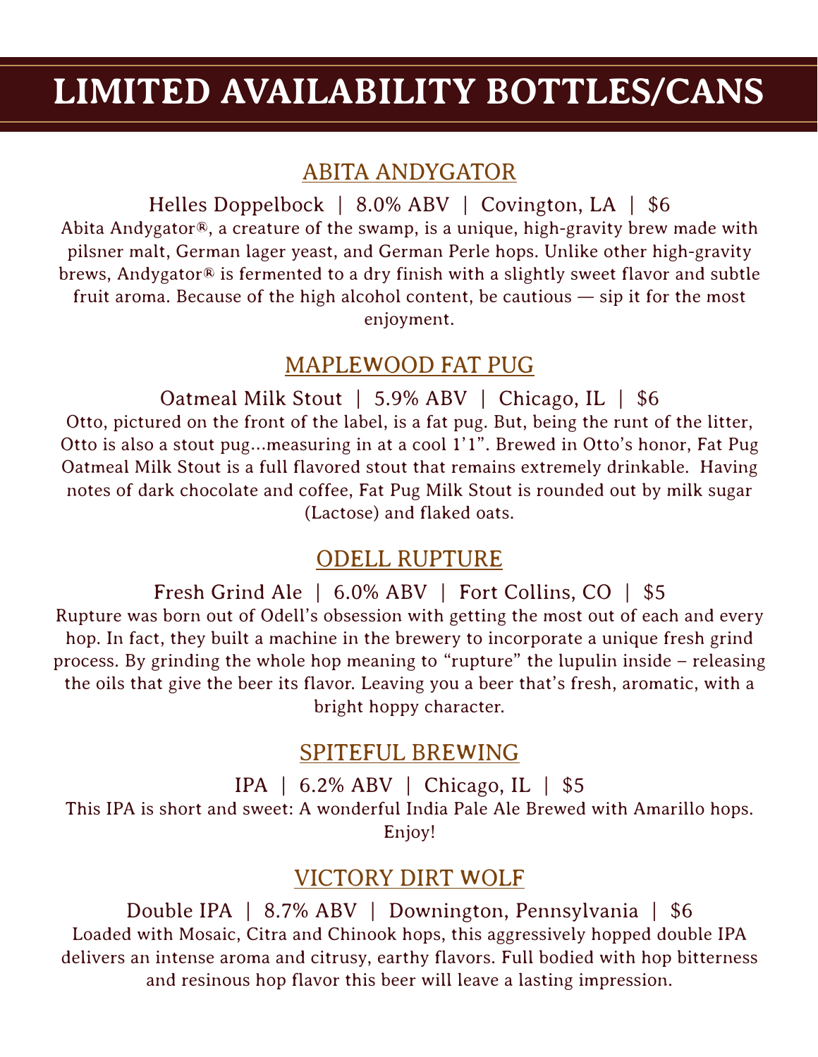# LIMITED AVAILABILITY BOTTLES/CANS

## ABITA ANDYGATOR

Helles Doppelbock | 8.0% ABV | Covington, LA | $6

Abita Andygator®, a creature of the swamp, is a unique, high-gravity brew made with pilsner malt, German lager yeast, and German Perle hops. Unlike other high-gravity brews, Andygator® is fermented to a dry finish with a slightly sweet flavor and subtle fruit aroma. Because of the high alcohol content, be cautious — sip it for the most enjoyment.

## MAPLEWOOD FAT PUG

Oatmeal Milk Stout | 5.9% ABV | Chicago, IL | $6

Otto, pictured on the front of the label, is a fat pug. But, being the runt of the litter, Otto is also a stout pug...measuring in at a cool 1'1". Brewed in Otto's honor, Fat Pug Oatmeal Milk Stout is a full flavored stout that remains extremely drinkable. Having notes of dark chocolate and coffee, Fat Pug Milk Stout is rounded out by milk sugar (Lactose) and flaked oats.

## ODELL RUPTURE

Fresh Grind Ale | 6.0% ABV | Fort Collins, CO | $5

Rupture was born out of Odell's obsession with getting the most out of each and every hop. In fact, they built a machine in the brewery to incorporate a unique fresh grind process. By grinding the whole hop meaning to "rupture" the lupulin inside – releasing the oils that give the beer its flavor. Leaving you a beer that's fresh, aromatic, with a bright hoppy character.

## SPITEFUL BREWING

IPA | 6.2% ABV | Chicago, IL | $5

This IPA is short and sweet: A wonderful India Pale Ale Brewed with Amarillo hops. Enjoy!

## VICTORY DIRT WOLF

Double IPA | 8.7% ABV | Downington, Pennsylvania | $6

Loaded with Mosaic, Citra and Chinook hops, this aggressively hopped double IPA delivers an intense aroma and citrusy, earthy flavors. Full bodied with hop bitterness and resinous hop flavor this beer will leave a lasting impression.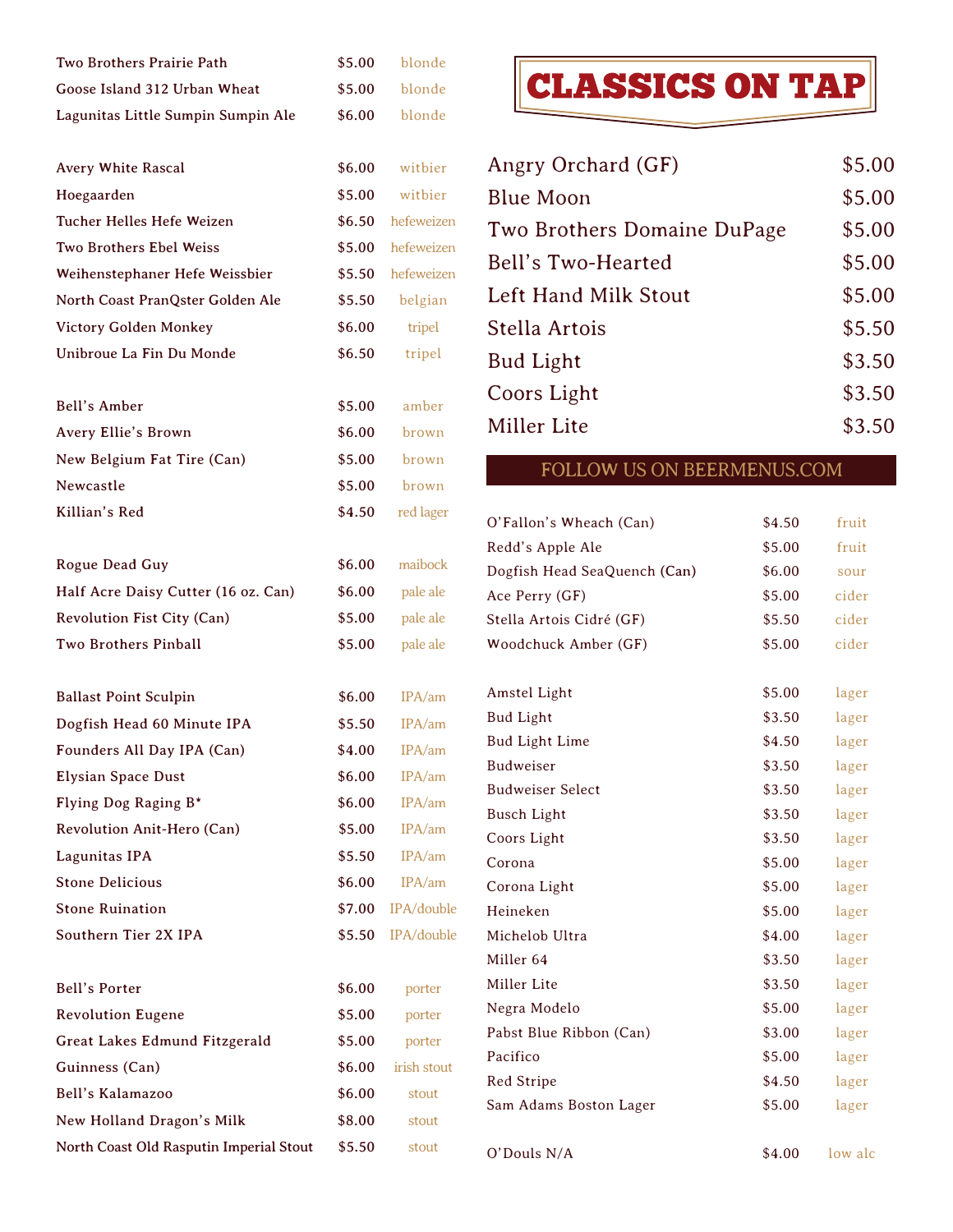| | | |
|---|---|---|
| Two Brothers Prairie Path | $5.00 | blonde |
| Goose Island 312 Urban Wheat | $5.00 | blonde |
| Lagunitas Little Sumpin Sumpin Ale | $6.00 | blonde |
| Avery White Rascal | $6.00 | witbier |
| Hoegaarden | $5.00 | witbier |
| Tucher Helles Hefe Weizen | $6.50 | hefeweizen |
| Two Brothers Ebel Weiss | $5.00 | hefeweizen |
| Weihenstephaner Hefe Weissbier | $5.50 | hefeweizen |
| North Coast PranQster Golden Ale | $5.50 | belgian |
| Victory Golden Monkey | $6.00 | tripel |
| Unibroue La Fin Du Monde | $6.50 | tripel |
| Bell's Amber | $5.00 | amber |
| Avery Ellie's Brown | $6.00 | brown |
| New Belgium Fat Tire (Can) | $5.00 | brown |
| Newcastle | $5.00 | brown |
| Killian's Red | $4.50 | red lager |
| Rogue Dead Guy | $6.00 | maibock |
| Half Acre Daisy Cutter (16 oz. Can) | $6.00 | pale ale |
| Revolution Fist City (Can) | $5.00 | pale ale |
| Two Brothers Pinball | $5.00 | pale ale |
| Ballast Point Sculpin | $6.00 | IPA/am |
| Dogfish Head 60 Minute IPA | $5.50 | IPA/am |
| Founders All Day IPA (Can) | $4.00 | IPA/am |
| Elysian Space Dust | $6.00 | IPA/am |
| Flying Dog Raging B* | $6.00 | IPA/am |
| Revolution Anit-Hero (Can) | $5.00 | IPA/am |
| Lagunitas IPA | $5.50 | IPA/am |
| Stone Delicious | $6.00 | IPA/am |
| Stone Ruination | $7.00 | IPA/double |
| Southern Tier 2X IPA | $5.50 | IPA/double |
| Bell's Porter | $6.00 | porter |
| Revolution Eugene | $5.00 | porter |
| Great Lakes Edmund Fitzgerald | $5.00 | porter |
| Guinness (Can) | $6.00 | irish stout |
| Bell's Kalamazoo | $6.00 | stout |
| New Holland Dragon's Milk | $8.00 | stout |
| North Coast Old Rasputin Imperial Stout | $5.50 | stout |

# CLASSICS ON TAP

| | |
|---|---|
| Angry Orchard (GF) | $5.00 |
| Blue Moon | $5.00 |
| Two Brothers Domaine DuPage | $5.00 |
| Bell's Two-Hearted | $5.00 |
| Left Hand Milk Stout | $5.00 |
| Stella Artois | $5.50 |
| Bud Light | $3.50 |
| Coors Light | $3.50 |
| Miller Lite | $3.50 |

**FOLLOW US ON BEERMENUS.COM**

| | | |
|---|---|---|
| O'Fallon's Wheach (Can) | $4.50 | fruit |
| Redd's Apple Ale | $5.00 | fruit |
| Dogfish Head SeaQuench (Can) | $6.00 | sour |
| Ace Perry (GF) | $5.00 | cider |
| Stella Artois Cidré (GF) | $5.50 | cider |
| Woodchuck Amber (GF) | $5.00 | cider |
| Amstel Light | $5.00 | lager |
| Bud Light | $3.50 | lager |
| Bud Light Lime | $4.50 | lager |
| Budweiser | $3.50 | lager |
| Budweiser Select | $3.50 | lager |
| Busch Light | $3.50 | lager |
| Coors Light | $3.50 | lager |
| Corona | $5.00 | lager |
| Corona Light | $5.00 | lager |
| Heineken | $5.00 | lager |
| Michelob Ultra | $4.00 | lager |
| Miller 64 | $3.50 | lager |
| Miller Lite | $3.50 | lager |
| Negra Modelo | $5.00 | lager |
| Pabst Blue Ribbon (Can) | $3.00 | lager |
| Pacifico | $5.00 | lager |
| Red Stripe | $4.50 | lager |
| Sam Adams Boston Lager | $5.00 | lager |
| O'Douls N/A | $4.00 | low alc |